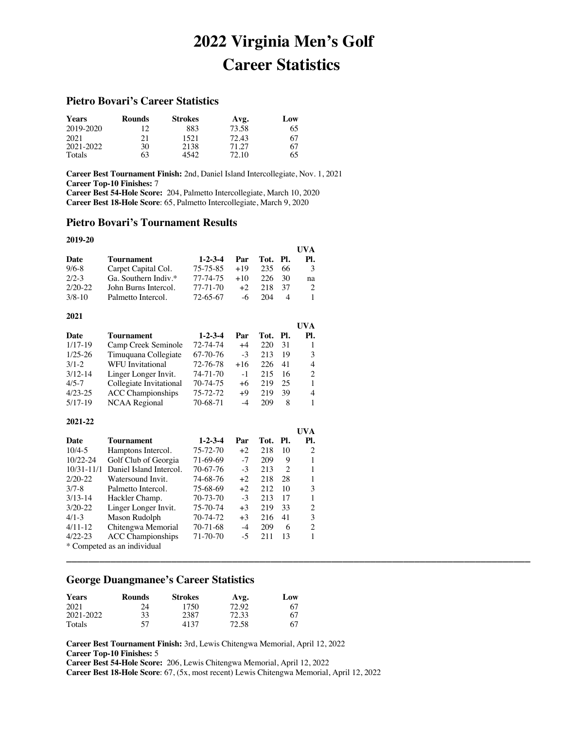# 2022 Virginia Men's Golf
# Career Statistics

## Pietro Bovari's Career Statistics

| Years | Rounds | Strokes | Avg. | Low |
|---|---|---|---|---|
| 2019-2020 | 12 | 883 | 73.58 | 65 |
| 2021 | 21 | 1521 | 72.43 | 67 |
| 2021-2022 | 30 | 2138 | 71.27 | 67 |
| Totals | 63 | 4542 | 72.10 | 65 |

**Career Best Tournament Finish:** 2nd, Daniel Island Intercollegiate, Nov. 1, 2021
**Career Top-10 Finishes:** 7
**Career Best 54-Hole Score:** 204, Palmetto Intercollegiate, March 10, 2020
**Career Best 18-Hole Score**: 65, Palmetto Intercollegiate, March 9, 2020

## Pietro Bovari's Tournament Results

**2019-20**

| Date | Tournament | 1-2-3-4 | Par | Tot. | Pl. | UVA Pl. |
|---|---|---|---|---|---|---|
| 9/6-8 | Carpet Capital Col. | 75-75-85 | +19 | 235 | 66 | 3 |
| 2/2-3 | Ga. Southern Indiv.* | 77-74-75 | +10 | 226 | 30 | na |
| 2/20-22 | John Burns Intercol. | 77-71-70 | +2 | 218 | 37 | 2 |
| 3/8-10 | Palmetto Intercol. | 72-65-67 | -6 | 204 | 4 | 1 |

**2021**

| Date | Tournament | 1-2-3-4 | Par | Tot. | Pl. | UVA Pl. |
|---|---|---|---|---|---|---|
| 1/17-19 | Camp Creek Seminole | 72-74-74 | +4 | 220 | 31 | 1 |
| 1/25-26 | Timuquana Collegiate | 67-70-76 | -3 | 213 | 19 | 3 |
| 3/1-2 | WFU Invitational | 72-76-78 | +16 | 226 | 41 | 4 |
| 3/12-14 | Linger Longer Invit. | 74-71-70 | -1 | 215 | 16 | 2 |
| 4/5-7 | Collegiate Invitational | 70-74-75 | +6 | 219 | 25 | 1 |
| 4/23-25 | ACC Championships | 75-72-72 | +9 | 219 | 39 | 4 |
| 5/17-19 | NCAA Regional | 70-68-71 | -4 | 209 | 8 | 1 |

**2021-22**

| Date | Tournament | 1-2-3-4 | Par | Tot. | Pl. | UVA Pl. |
|---|---|---|---|---|---|---|
| 10/4-5 | Hamptons Intercol. | 75-72-70 | +2 | 218 | 10 | 2 |
| 10/22-24 | Golf Club of Georgia | 71-69-69 | -7 | 209 | 9 | 1 |
| 10/31-11/1 | Daniel Island Intercol. | 70-67-76 | -3 | 213 | 2 | 1 |
| 2/20-22 | Watersound Invit. | 74-68-76 | +2 | 218 | 28 | 1 |
| 3/7-8 | Palmetto Intercol. | 75-68-69 | +2 | 212 | 10 | 3 |
| 3/13-14 | Hackler Champ. | 70-73-70 | -3 | 213 | 17 | 1 |
| 3/20-22 | Linger Longer Invit. | 75-70-74 | +3 | 219 | 33 | 2 |
| 4/1-3 | Mason Rudolph | 70-74-72 | +3 | 216 | 41 | 3 |
| 4/11-12 | Chitengwa Memorial | 70-71-68 | -4 | 209 | 6 | 2 |
| 4/22-23 | ACC Championships | 71-70-70 | -5 | 211 | 13 | 1 |

* Competed as an individual

---

## George Duangmanee's Career Statistics

| Years | Rounds | Strokes | Avg. | Low |
|---|---|---|---|---|
| 2021 | 24 | 1750 | 72.92 | 67 |
| 2021-2022 | 33 | 2387 | 72.33 | 67 |
| Totals | 57 | 4137 | 72.58 | 67 |

**Career Best Tournament Finish:** 3rd, Lewis Chitengwa Memorial, April 12, 2022
**Career Top-10 Finishes:** 5
**Career Best 54-Hole Score:** 206, Lewis Chitengwa Memorial, April 12, 2022
**Career Best 18-Hole Score**: 67, (5x, most recent) Lewis Chitengwa Memorial, April 12, 2022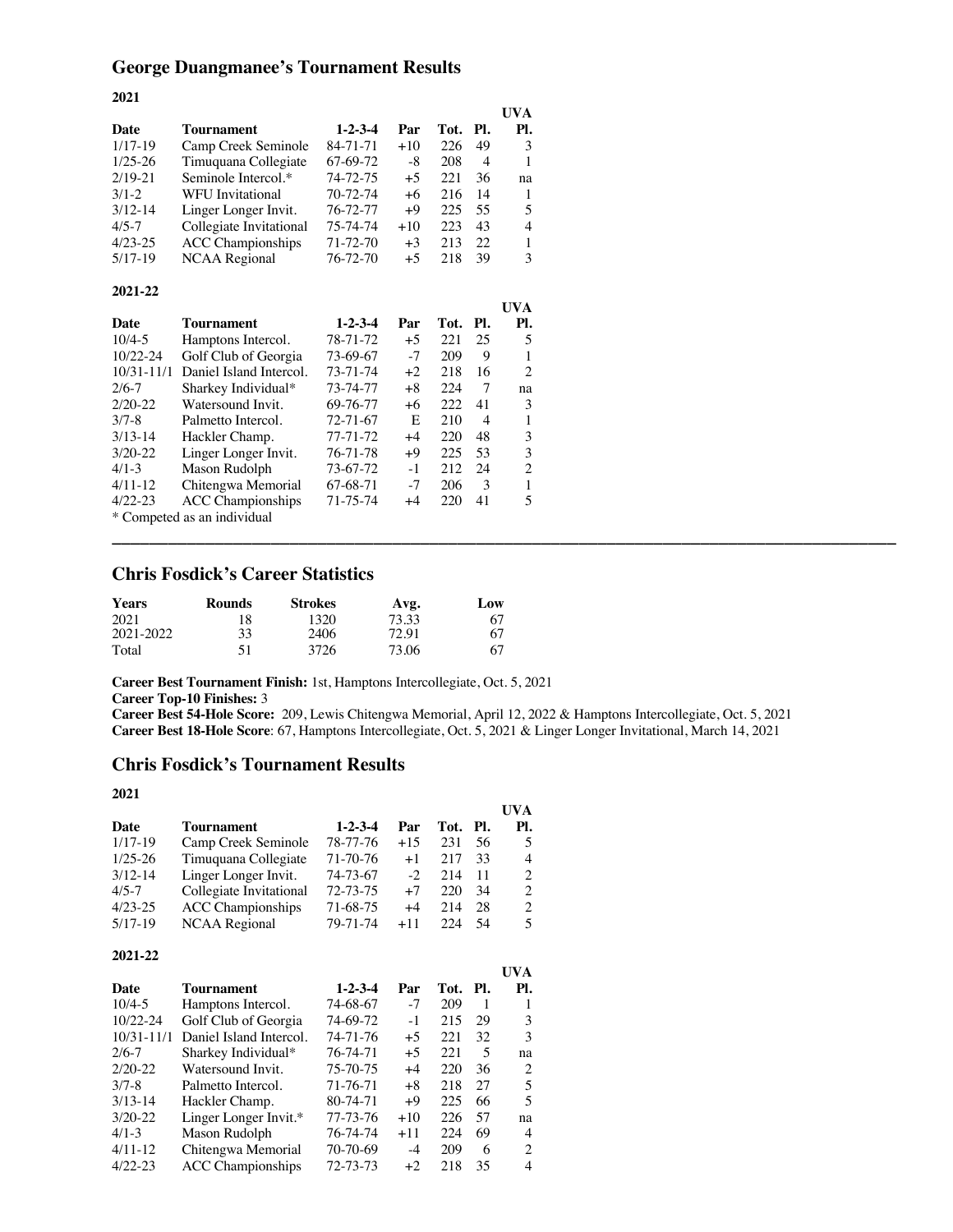## George Duangmanee's Tournament Results

**2021**

| Date | Tournament | 1-2-3-4 | Par | Tot. | Pl. | UVA Pl. |
|---|---|---|---|---|---|---|
| 1/17-19 | Camp Creek Seminole | 84-71-71 | +10 | 226 | 49 | 3 |
| 1/25-26 | Timuquana Collegiate | 67-69-72 | -8 | 208 | 4 | 1 |
| 2/19-21 | Seminole Intercol.* | 74-72-75 | +5 | 221 | 36 | na |
| 3/1-2 | WFU Invitational | 70-72-74 | +6 | 216 | 14 | 1 |
| 3/12-14 | Linger Longer Invit. | 76-72-77 | +9 | 225 | 55 | 5 |
| 4/5-7 | Collegiate Invitational | 75-74-74 | +10 | 223 | 43 | 4 |
| 4/23-25 | ACC Championships | 71-72-70 | +3 | 213 | 22 | 1 |
| 5/17-19 | NCAA Regional | 76-72-70 | +5 | 218 | 39 | 3 |

**2021-22**

| Date | Tournament | 1-2-3-4 | Par | Tot. | Pl. | UVA Pl. |
|---|---|---|---|---|---|---|
| 10/4-5 | Hamptons Intercol. | 78-71-72 | +5 | 221 | 25 | 5 |
| 10/22-24 | Golf Club of Georgia | 73-69-67 | -7 | 209 | 9 | 1 |
| 10/31-11/1 | Daniel Island Intercol. | 73-71-74 | +2 | 218 | 16 | 2 |
| 2/6-7 | Sharkey Individual* | 73-74-77 | +8 | 224 | 7 | na |
| 2/20-22 | Watersound Invit. | 69-76-77 | +6 | 222 | 41 | 3 |
| 3/7-8 | Palmetto Intercol. | 72-71-67 | E | 210 | 4 | 1 |
| 3/13-14 | Hackler Champ. | 77-71-72 | +4 | 220 | 48 | 3 |
| 3/20-22 | Linger Longer Invit. | 76-71-78 | +9 | 225 | 53 | 3 |
| 4/1-3 | Mason Rudolph | 73-67-72 | -1 | 212 | 24 | 2 |
| 4/11-12 | Chitengwa Memorial | 67-68-71 | -7 | 206 | 3 | 1 |
| 4/22-23 | ACC Championships | 71-75-74 | +4 | 220 | 41 | 5 |

\* Competed as an individual

---

## Chris Fosdick's Career Statistics

| Years | Rounds | Strokes | Avg. | Low |
|---|---|---|---|---|
| 2021 | 18 | 1320 | 73.33 | 67 |
| 2021-2022 | 33 | 2406 | 72.91 | 67 |
| Total | 51 | 3726 | 73.06 | 67 |

**Career Best Tournament Finish:** 1st, Hamptons Intercollegiate, Oct. 5, 2021
**Career Top-10 Finishes:** 3
**Career Best 54-Hole Score:** 209, Lewis Chitengwa Memorial, April 12, 2022 & Hamptons Intercollegiate, Oct. 5, 2021
**Career Best 18-Hole Score**: 67, Hamptons Intercollegiate, Oct. 5, 2021 & Linger Longer Invitational, March 14, 2021

## Chris Fosdick's Tournament Results

**2021**

| Date | Tournament | 1-2-3-4 | Par | Tot. | Pl. | UVA Pl. |
|---|---|---|---|---|---|---|
| 1/17-19 | Camp Creek Seminole | 78-77-76 | +15 | 231 | 56 | 5 |
| 1/25-26 | Timuquana Collegiate | 71-70-76 | +1 | 217 | 33 | 4 |
| 3/12-14 | Linger Longer Invit. | 74-73-67 | -2 | 214 | 11 | 2 |
| 4/5-7 | Collegiate Invitational | 72-73-75 | +7 | 220 | 34 | 2 |
| 4/23-25 | ACC Championships | 71-68-75 | +4 | 214 | 28 | 2 |
| 5/17-19 | NCAA Regional | 79-71-74 | +11 | 224 | 54 | 5 |

**2021-22**

| Date | Tournament | 1-2-3-4 | Par | Tot. | Pl. | UVA Pl. |
|---|---|---|---|---|---|---|
| 10/4-5 | Hamptons Intercol. | 74-68-67 | -7 | 209 | 1 | 1 |
| 10/22-24 | Golf Club of Georgia | 74-69-72 | -1 | 215 | 29 | 3 |
| 10/31-11/1 | Daniel Island Intercol. | 74-71-76 | +5 | 221 | 32 | 3 |
| 2/6-7 | Sharkey Individual* | 76-74-71 | +5 | 221 | 5 | na |
| 2/20-22 | Watersound Invit. | 75-70-75 | +4 | 220 | 36 | 2 |
| 3/7-8 | Palmetto Intercol. | 71-76-71 | +8 | 218 | 27 | 5 |
| 3/13-14 | Hackler Champ. | 80-74-71 | +9 | 225 | 66 | 5 |
| 3/20-22 | Linger Longer Invit.* | 77-73-76 | +10 | 226 | 57 | na |
| 4/1-3 | Mason Rudolph | 76-74-74 | +11 | 224 | 69 | 4 |
| 4/11-12 | Chitengwa Memorial | 70-70-69 | -4 | 209 | 6 | 2 |
| 4/22-23 | ACC Championships | 72-73-73 | +2 | 218 | 35 | 4 |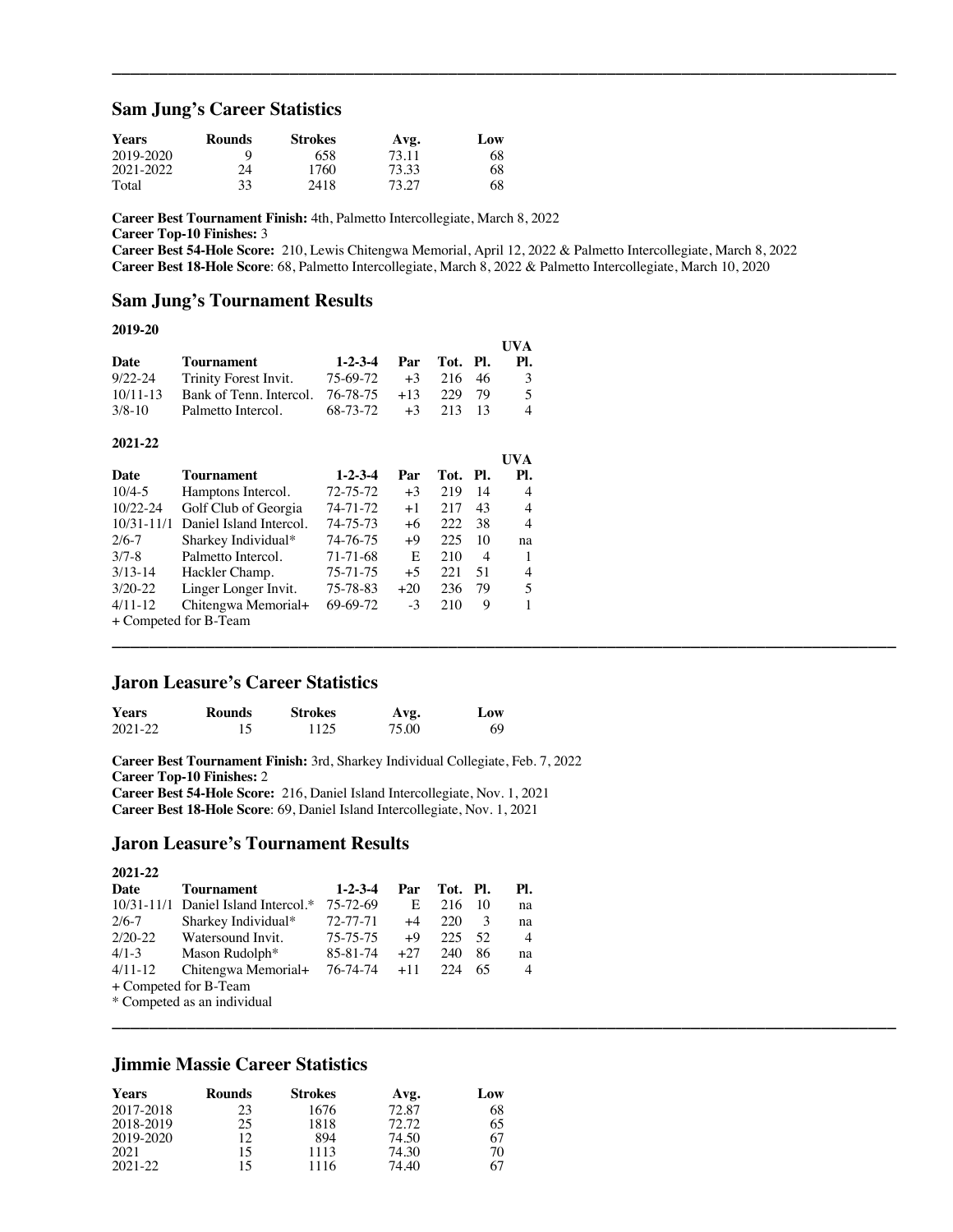## Sam Jung's Career Statistics

| Years | Rounds | Strokes | Avg. | Low |
|---|---|---|---|---|
| 2019-2020 | 9 | 658 | 73.11 | 68 |
| 2021-2022 | 24 | 1760 | 73.33 | 68 |
| Total | 33 | 2418 | 73.27 | 68 |

**Career Best Tournament Finish:** 4th, Palmetto Intercollegiate, March 8, 2022
**Career Top-10 Finishes:** 3
**Career Best 54-Hole Score:** 210, Lewis Chitengwa Memorial, April 12, 2022 & Palmetto Intercollegiate, March 8, 2022
**Career Best 18-Hole Score**: 68, Palmetto Intercollegiate, March 8, 2022 & Palmetto Intercollegiate, March 10, 2020

## Sam Jung's Tournament Results

**2019-20**

| Date | Tournament | 1-2-3-4 | Par | Tot. | Pl. | UVA Pl. |
|---|---|---|---|---|---|---|
| 9/22-24 | Trinity Forest Invit. | 75-69-72 | +3 | 216 | 46 | 3 |
| 10/11-13 | Bank of Tenn. Intercol. | 76-78-75 | +13 | 229 | 79 | 5 |
| 3/8-10 | Palmetto Intercol. | 68-73-72 | +3 | 213 | 13 | 4 |

**2021-22**

| Date | Tournament | 1-2-3-4 | Par | Tot. | Pl. | UVA Pl. |
|---|---|---|---|---|---|---|
| 10/4-5 | Hamptons Intercol. | 72-75-72 | +3 | 219 | 14 | 4 |
| 10/22-24 | Golf Club of Georgia | 74-71-72 | +1 | 217 | 43 | 4 |
| 10/31-11/1 | Daniel Island Intercol. | 74-75-73 | +6 | 222 | 38 | 4 |
| 2/6-7 | Sharkey Individual* | 74-76-75 | +9 | 225 | 10 | na |
| 3/7-8 | Palmetto Intercol. | 71-71-68 | E | 210 | 4 | 1 |
| 3/13-14 | Hackler Champ. | 75-71-75 | +5 | 221 | 51 | 4 |
| 3/20-22 | Linger Longer Invit. | 75-78-83 | +20 | 236 | 79 | 5 |
| 4/11-12 | Chitengwa Memorial+ | 69-69-72 | -3 | 210 | 9 | 1 |

+ Competed for B-Team

## Jaron Leasure's Career Statistics

| Years | Rounds | Strokes | Avg. | Low |
|---|---|---|---|---|
| 2021-22 | 15 | 1125 | 75.00 | 69 |

**Career Best Tournament Finish:** 3rd, Sharkey Individual Collegiate, Feb. 7, 2022
**Career Top-10 Finishes:** 2
**Career Best 54-Hole Score:** 216, Daniel Island Intercollegiate, Nov. 1, 2021
**Career Best 18-Hole Score**: 69, Daniel Island Intercollegiate, Nov. 1, 2021

## Jaron Leasure's Tournament Results

**2021-22**

| Date | Tournament | 1-2-3-4 | Par | Tot. | Pl. | Pl. |
|---|---|---|---|---|---|---|
| 10/31-11/1 | Daniel Island Intercol.* | 75-72-69 | E | 216 | 10 | na |
| 2/6-7 | Sharkey Individual* | 72-77-71 | +4 | 220 | 3 | na |
| 2/20-22 | Watersound Invit. | 75-75-75 | +9 | 225 | 52 | 4 |
| 4/1-3 | Mason Rudolph* | 85-81-74 | +27 | 240 | 86 | na |
| 4/11-12 | Chitengwa Memorial+ | 76-74-74 | +11 | 224 | 65 | 4 |

+ Competed for B-Team
* Competed as an individual

## Jimmie Massie Career Statistics

| Years | Rounds | Strokes | Avg. | Low |
|---|---|---|---|---|
| 2017-2018 | 23 | 1676 | 72.87 | 68 |
| 2018-2019 | 25 | 1818 | 72.72 | 65 |
| 2019-2020 | 12 | 894 | 74.50 | 67 |
| 2021 | 15 | 1113 | 74.30 | 70 |
| 2021-22 | 15 | 1116 | 74.40 | 67 |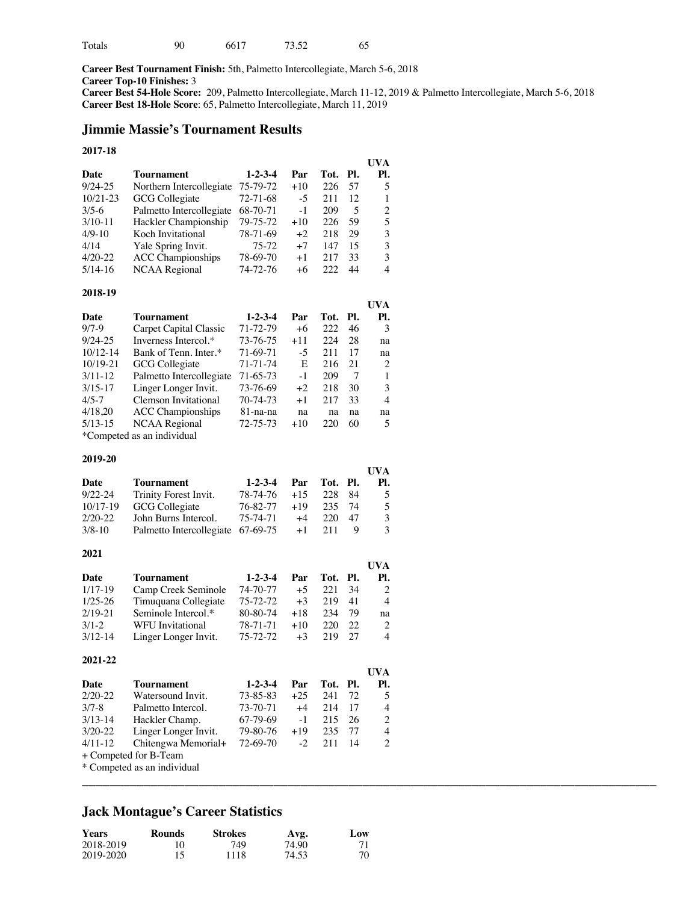| Totals | 90 | 6617 | 73.52 | 65 |
|---|---|---|---|---|

**Career Best Tournament Finish:** 5th, Palmetto Intercollegiate, March 5-6, 2018
**Career Top-10 Finishes:** 3
**Career Best 54-Hole Score:** 209, Palmetto Intercollegiate, March 11-12, 2019 & Palmetto Intercollegiate, March 5-6, 2018
**Career Best 18-Hole Score**: 65, Palmetto Intercollegiate, March 11, 2019

## Jimmie Massie's Tournament Results

### 2017-18

| Date | Tournament | 1-2-3-4 | Par | Tot. | Pl. | UVA Pl. |
|---|---|---|---|---|---|---|
| 9/24-25 | Northern Intercollegiate | 75-79-72 | +10 | 226 | 57 | 5 |
| 10/21-23 | GCG Collegiate | 72-71-68 | -5 | 211 | 12 | 1 |
| 3/5-6 | Palmetto Intercollegiate | 68-70-71 | -1 | 209 | 5 | 2 |
| 3/10-11 | Hackler Championship | 79-75-72 | +10 | 226 | 59 | 5 |
| 4/9-10 | Koch Invitational | 78-71-69 | +2 | 218 | 29 | 3 |
| 4/14 | Yale Spring Invit. | 75-72 | +7 | 147 | 15 | 3 |
| 4/20-22 | ACC Championships | 78-69-70 | +1 | 217 | 33 | 3 |
| 5/14-16 | NCAA Regional | 74-72-76 | +6 | 222 | 44 | 4 |

### 2018-19

| Date | Tournament | 1-2-3-4 | Par | Tot. | Pl. | UVA Pl. |
|---|---|---|---|---|---|---|
| 9/7-9 | Carpet Capital Classic | 71-72-79 | +6 | 222 | 46 | 3 |
| 9/24-25 | Inverness Intercol.* | 73-76-75 | +11 | 224 | 28 | na |
| 10/12-14 | Bank of Tenn. Inter.* | 71-69-71 | -5 | 211 | 17 | na |
| 10/19-21 | GCG Collegiate | 71-71-74 | E | 216 | 21 | 2 |
| 3/11-12 | Palmetto Intercollegiate | 71-65-73 | -1 | 209 | 7 | 1 |
| 3/15-17 | Linger Longer Invit. | 73-76-69 | +2 | 218 | 30 | 3 |
| 4/5-7 | Clemson Invitational | 70-74-73 | +1 | 217 | 33 | 4 |
| 4/18,20 | ACC Championships | 81-na-na | na | na | na | na |
| 5/13-15 | NCAA Regional | 72-75-73 | +10 | 220 | 60 | 5 |

*Competed as an individual

### 2019-20

| Date | Tournament | 1-2-3-4 | Par | Tot. | Pl. | UVA Pl. |
|---|---|---|---|---|---|---|
| 9/22-24 | Trinity Forest Invit. | 78-74-76 | +15 | 228 | 84 | 5 |
| 10/17-19 | GCG Collegiate | 76-82-77 | +19 | 235 | 74 | 5 |
| 2/20-22 | John Burns Intercol. | 75-74-71 | +4 | 220 | 47 | 3 |
| 3/8-10 | Palmetto Intercollegiate | 67-69-75 | +1 | 211 | 9 | 3 |

### 2021

| Date | Tournament | 1-2-3-4 | Par | Tot. | Pl. | UVA Pl. |
|---|---|---|---|---|---|---|
| 1/17-19 | Camp Creek Seminole | 74-70-77 | +5 | 221 | 34 | 2 |
| 1/25-26 | Timuquana Collegiate | 75-72-72 | +3 | 219 | 41 | 4 |
| 2/19-21 | Seminole Intercol.* | 80-80-74 | +18 | 234 | 79 | na |
| 3/1-2 | WFU Invitational | 78-71-71 | +10 | 220 | 22 | 2 |
| 3/12-14 | Linger Longer Invit. | 75-72-72 | +3 | 219 | 27 | 4 |

### 2021-22

| Date | Tournament | 1-2-3-4 | Par | Tot. | Pl. | UVA Pl. |
|---|---|---|---|---|---|---|
| 2/20-22 | Watersound Invit. | 73-85-83 | +25 | 241 | 72 | 5 |
| 3/7-8 | Palmetto Intercol. | 73-70-71 | +4 | 214 | 17 | 4 |
| 3/13-14 | Hackler Champ. | 67-79-69 | -1 | 215 | 26 | 2 |
| 3/20-22 | Linger Longer Invit. | 79-80-76 | +19 | 235 | 77 | 4 |
| 4/11-12 | Chitengwa Memorial+ | 72-69-70 | -2 | 211 | 14 | 2 |

+ Competed for B-Team
* Competed as an individual

---

## Jack Montague's Career Statistics

| Years | Rounds | Strokes | Avg. | Low |
|---|---|---|---|---|
| 2018-2019 | 10 | 749 | 74.90 | 71 |
| 2019-2020 | 15 | 1118 | 74.53 | 70 |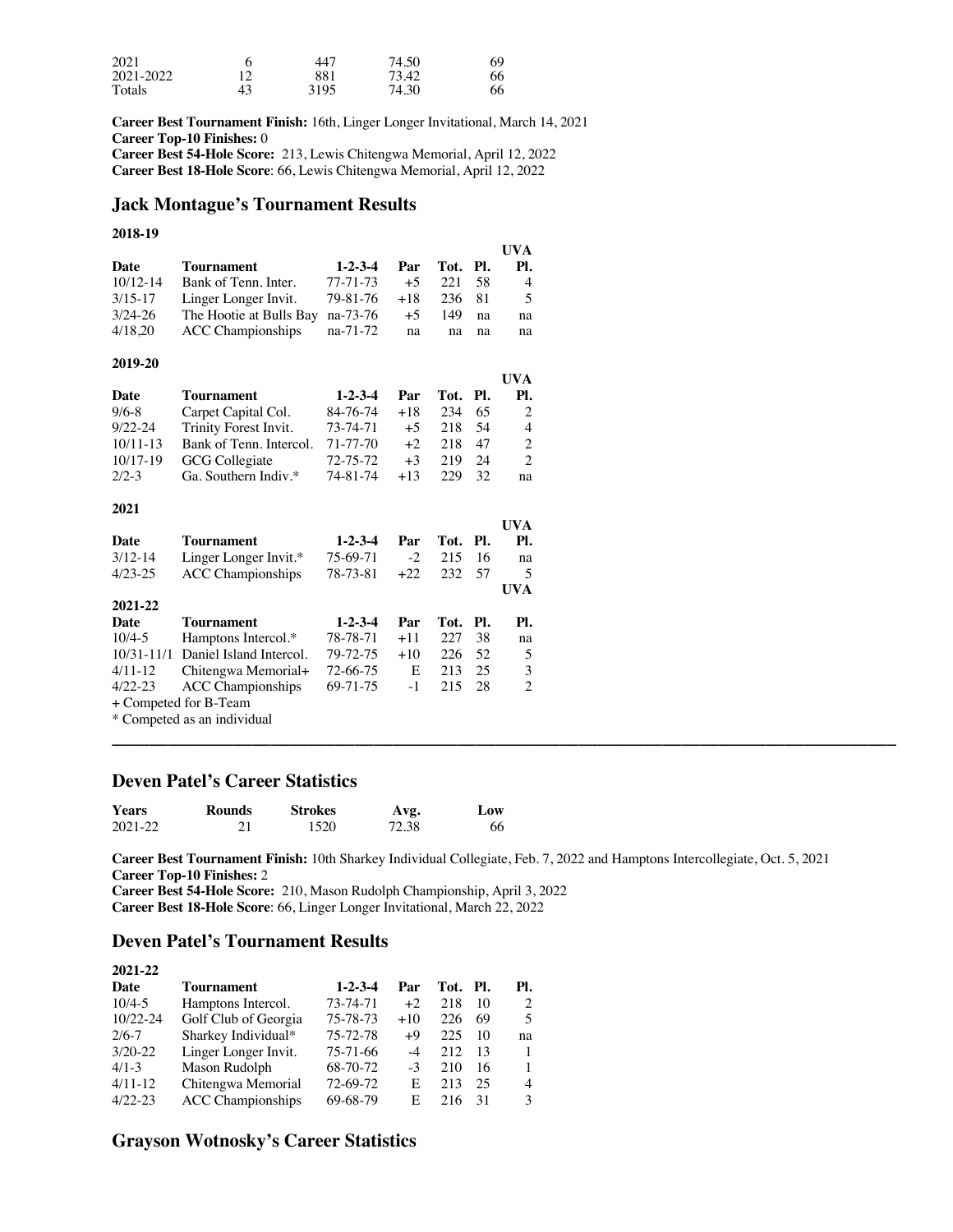| | | | | |
|---|---|---|---|---|
| 2021 | 6 | 447 | 74.50 | 69 |
| 2021-2022 | 12 | 881 | 73.42 | 66 |
| Totals | 43 | 3195 | 74.30 | 66 |

**Career Best Tournament Finish:** 16th, Linger Longer Invitational, March 14, 2021
**Career Top-10 Finishes:** 0
**Career Best 54-Hole Score:** 213, Lewis Chitengwa Memorial, April 12, 2022
**Career Best 18-Hole Score**: 66, Lewis Chitengwa Memorial, April 12, 2022

## Jack Montague's Tournament Results

**2018-19**

| Date | Tournament | 1-2-3-4 | Par | Tot. | Pl. | UVA Pl. |
|---|---|---|---|---|---|---|
| 10/12-14 | Bank of Tenn. Inter. | 77-71-73 | +5 | 221 | 58 | 4 |
| 3/15-17 | Linger Longer Invit. | 79-81-76 | +18 | 236 | 81 | 5 |
| 3/24-26 | The Hootie at Bulls Bay | na-73-76 | +5 | 149 | na | na |
| 4/18,20 | ACC Championships | na-71-72 | na | na | na | na |

**2019-20**

| Date | Tournament | 1-2-3-4 | Par | Tot. | Pl. | UVA Pl. |
|---|---|---|---|---|---|---|
| 9/6-8 | Carpet Capital Col. | 84-76-74 | +18 | 234 | 65 | 2 |
| 9/22-24 | Trinity Forest Invit. | 73-74-71 | +5 | 218 | 54 | 4 |
| 10/11-13 | Bank of Tenn. Intercol. | 71-77-70 | +2 | 218 | 47 | 2 |
| 10/17-19 | GCG Collegiate | 72-75-72 | +3 | 219 | 24 | 2 |
| 2/2-3 | Ga. Southern Indiv.* | 74-81-74 | +13 | 229 | 32 | na |

**2021**

| Date | Tournament | 1-2-3-4 | Par | Tot. | Pl. | UVA Pl. |
|---|---|---|---|---|---|---|
| 3/12-14 | Linger Longer Invit.* | 75-69-71 | -2 | 215 | 16 | na |
| 4/23-25 | ACC Championships | 78-73-81 | +22 | 232 | 57 | 5 |

**2021-22**

| Date | Tournament | 1-2-3-4 | Par | Tot. | Pl. | UVA Pl. |
|---|---|---|---|---|---|---|
| 10/4-5 | Hamptons Intercol.* | 78-78-71 | +11 | 227 | 38 | na |
| 10/31-11/1 | Daniel Island Intercol. | 79-72-75 | +10 | 226 | 52 | 5 |
| 4/11-12 | Chitengwa Memorial+ | 72-66-75 | E | 213 | 25 | 3 |
| 4/22-23 | ACC Championships | 69-71-75 | -1 | 215 | 28 | 2 |

+ Competed for B-Team
* Competed as an individual

---

## Deven Patel's Career Statistics

| Years | Rounds | Strokes | Avg. | Low |
|---|---|---|---|---|
| 2021-22 | 21 | 1520 | 72.38 | 66 |

**Career Best Tournament Finish:** 10th Sharkey Individual Collegiate, Feb. 7, 2022 and Hamptons Intercollegiate, Oct. 5, 2021
**Career Top-10 Finishes:** 2
**Career Best 54-Hole Score:** 210, Mason Rudolph Championship, April 3, 2022
**Career Best 18-Hole Score**: 66, Linger Longer Invitational, March 22, 2022

## Deven Patel's Tournament Results

**2021-22**

| Date | Tournament | 1-2-3-4 | Par | Tot. | Pl. | Pl. |
|---|---|---|---|---|---|---|
| 10/4-5 | Hamptons Intercol. | 73-74-71 | +2 | 218 | 10 | 2 |
| 10/22-24 | Golf Club of Georgia | 75-78-73 | +10 | 226 | 69 | 5 |
| 2/6-7 | Sharkey Individual* | 75-72-78 | +9 | 225 | 10 | na |
| 3/20-22 | Linger Longer Invit. | 75-71-66 | -4 | 212 | 13 | 1 |
| 4/1-3 | Mason Rudolph | 68-70-72 | -3 | 210 | 16 | 1 |
| 4/11-12 | Chitengwa Memorial | 72-69-72 | E | 213 | 25 | 4 |
| 4/22-23 | ACC Championships | 69-68-79 | E | 216 | 31 | 3 |

## Grayson Wotnosky's Career Statistics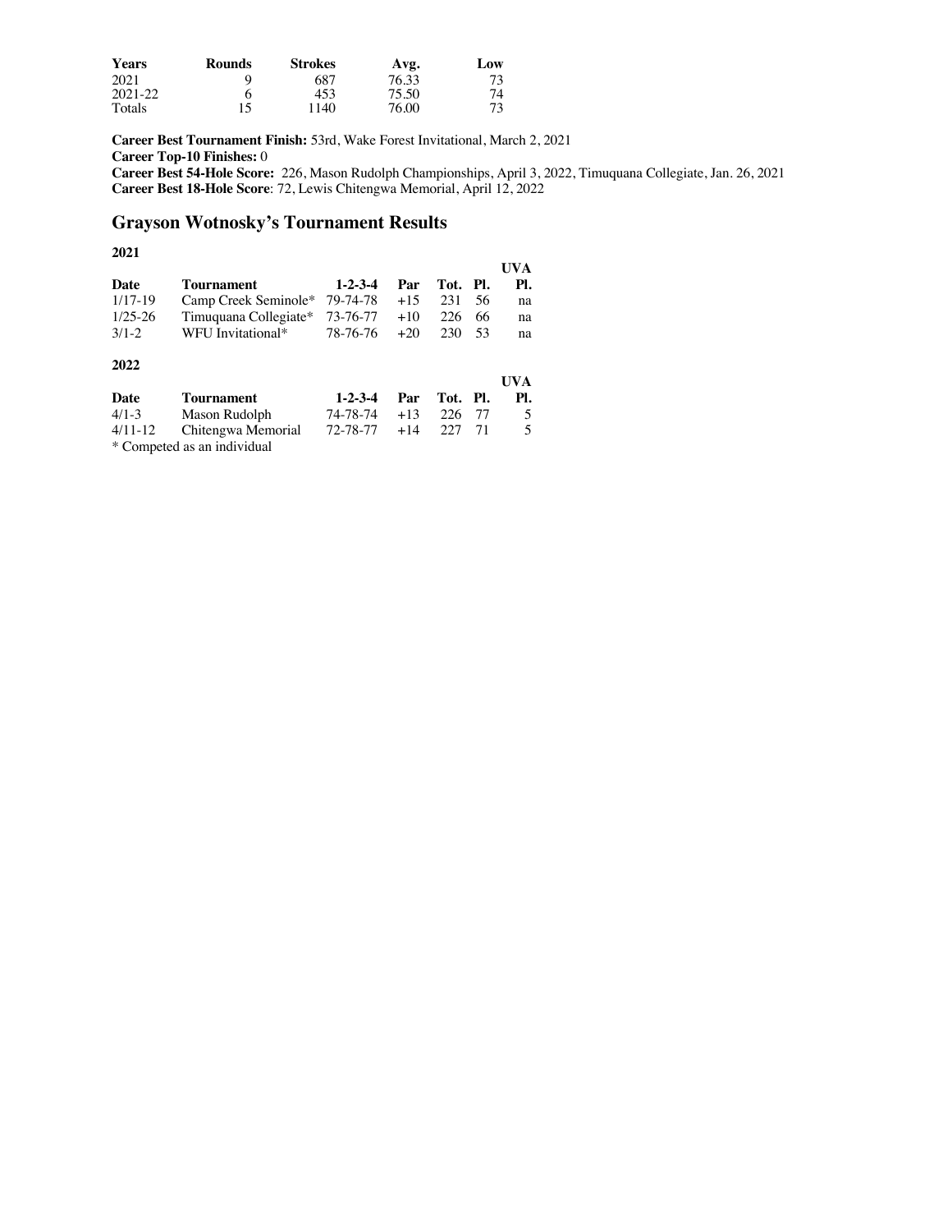| Years | Rounds | Strokes | Avg. | Low |
| --- | --- | --- | --- | --- |
| 2021 | 9 | 687 | 76.33 | 73 |
| 2021-22 | 6 | 453 | 75.50 | 74 |
| Totals | 15 | 1140 | 76.00 | 73 |

**Career Best Tournament Finish:** 53rd, Wake Forest Invitational, March 2, 2021
**Career Top-10 Finishes:** 0
**Career Best 54-Hole Score:** 226, Mason Rudolph Championships, April 3, 2022, Timuquana Collegiate, Jan. 26, 2021
**Career Best 18-Hole Score**: 72, Lewis Chitengwa Memorial, April 12, 2022

## Grayson Wotnosky's Tournament Results

**2021**

| Date | Tournament | 1-2-3-4 | Par | Tot. | Pl. | UVA Pl. |
| --- | --- | --- | --- | --- | --- | --- |
| 1/17-19 | Camp Creek Seminole* | 79-74-78 | +15 | 231 | 56 | na |
| 1/25-26 | Timuquana Collegiate* | 73-76-77 | +10 | 226 | 66 | na |
| 3/1-2 | WFU Invitational* | 78-76-76 | +20 | 230 | 53 | na |

**2022**

| Date | Tournament | 1-2-3-4 | Par | Tot. | Pl. | UVA Pl. |
| --- | --- | --- | --- | --- | --- | --- |
| 4/1-3 | Mason Rudolph | 74-78-74 | +13 | 226 | 77 | 5 |
| 4/11-12 | Chitengwa Memorial | 72-78-77 | +14 | 227 | 71 | 5 |

* Competed as an individual